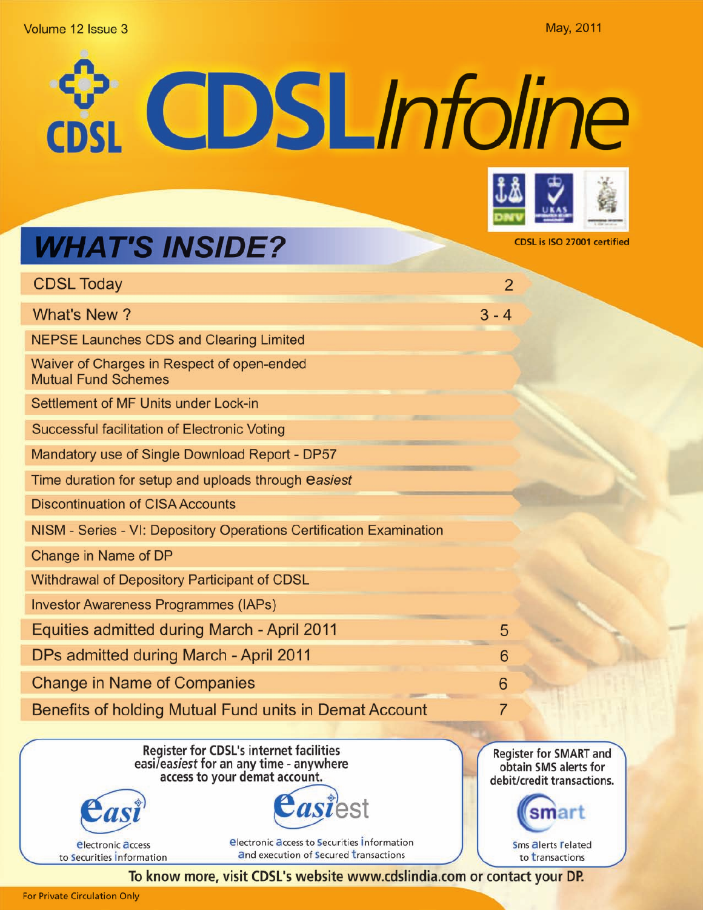Volume 12 Issue 3 May, 2011

# CDSL Infoline

CDSL is ISO 27001 certified

## WHAT'S INSIDE?

| | |
|---|---|
| CDSL Today | 2 |
| What's New ? | 3 - 4 |
| NEPSE Launches CDS and Clearing Limited | |
| Waiver of Charges in Respect of open-ended Mutual Fund Schemes | |
| Settlement of MF Units under Lock-in | |
| Successful facilitation of Electronic Voting | |
| Mandatory use of Single Download Report - DP57 | |
| Time duration for setup and uploads through *easiest* | |
| Discontinuation of CISA Accounts | |
| NISM - Series - VI: Depository Operations Certification Examination | |
| Change in Name of DP | |
| Withdrawal of Depository Participant of CDSL | |
| Investor Awareness Programmes (IAPs) | |
| Equities admitted during March - April 2011 | 5 |
| DPs admitted during March - April 2011 | 6 |
| Change in Name of Companies | 6 |
| Benefits of holding Mutual Fund units in Demat Account | 7 |

**Register for CDSL's internet facilities easi/*easiest* for an any time - anywhere access to your demat account.**

**easi** – electronic access to securities information

**easiest** – electronic access to securities information and execution of secured transactions

**Register for SMART and obtain SMS alerts for debit/credit transactions.**

**smart** – sms alerts related to transactions

**To know more, visit CDSL's website www.cdslindia.com or contact your DP.**

For Private Circulation Only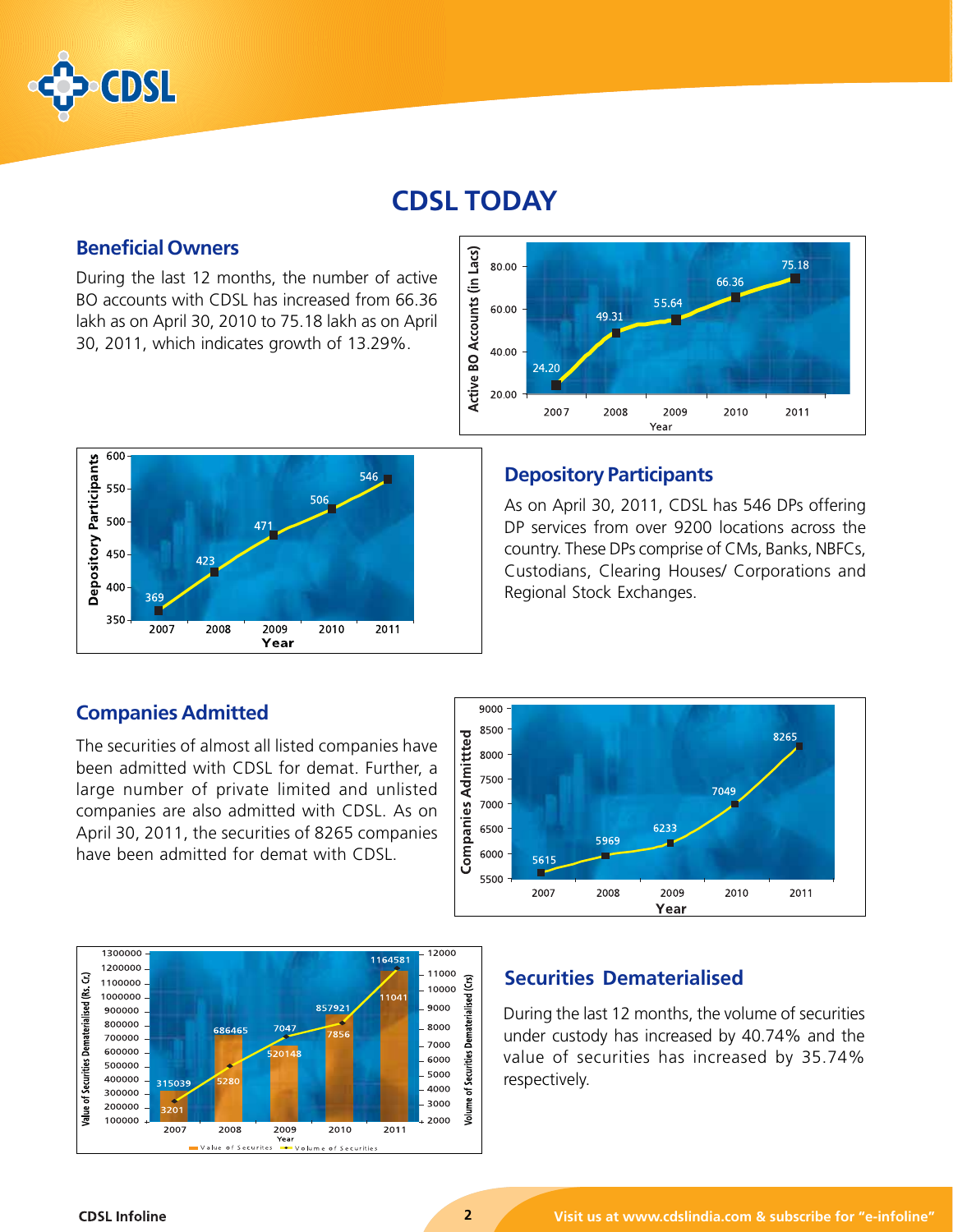# CDSL TODAY

## Beneficial Owners

During the last 12 months, the number of active BO accounts with CDSL has increased from 66.36 lakh as on April 30, 2010 to 75.18 lakh as on April 30, 2011, which indicates growth of 13.29%.

| Year | Active BO Accounts (in Lacs) |
|---|---|
| 2007 | 24.20 |
| 2008 | 49.31 |
| 2009 | 55.64 |
| 2010 | 66.36 |
| 2011 | 75.18 |

## Depository Participants

As on April 30, 2011, CDSL has 546 DPs offering DP services from over 9200 locations across the country. These DPs comprise of CMs, Banks, NBFCs, Custodians, Clearing Houses/ Corporations and Regional Stock Exchanges.

| Year | Depository Participants |
|---|---|
| 2007 | 369 |
| 2008 | 423 |
| 2009 | 471 |
| 2010 | 506 |
| 2011 | 546 |

## Companies Admitted

The securities of almost all listed companies have been admitted with CDSL for demat. Further, a large number of private limited and unlisted companies are also admitted with CDSL. As on April 30, 2011, the securities of 8265 companies have been admitted for demat with CDSL.

| Year | Companies Admitted |
|---|---|
| 2007 | 5615 |
| 2008 | 5969 |
| 2009 | 6233 |
| 2010 | 7049 |
| 2011 | 8265 |

## Securities Dematerialised

During the last 12 months, the volume of securities under custody has increased by 40.74% and the value of securities has increased by 35.74% respectively.

| Year | Value of Securities Dematerialised (Rs. Cr.) | Volume of Securities Dematerialised (Crs) |
|---|---|---|
| 2007 | 315039 | 3201 |
| 2008 | 686465 | 5280 |
| 2009 | 520148 | 7047 |
| 2010 | 857921 | 7856 |
| 2011 | 1164581 | 11041 |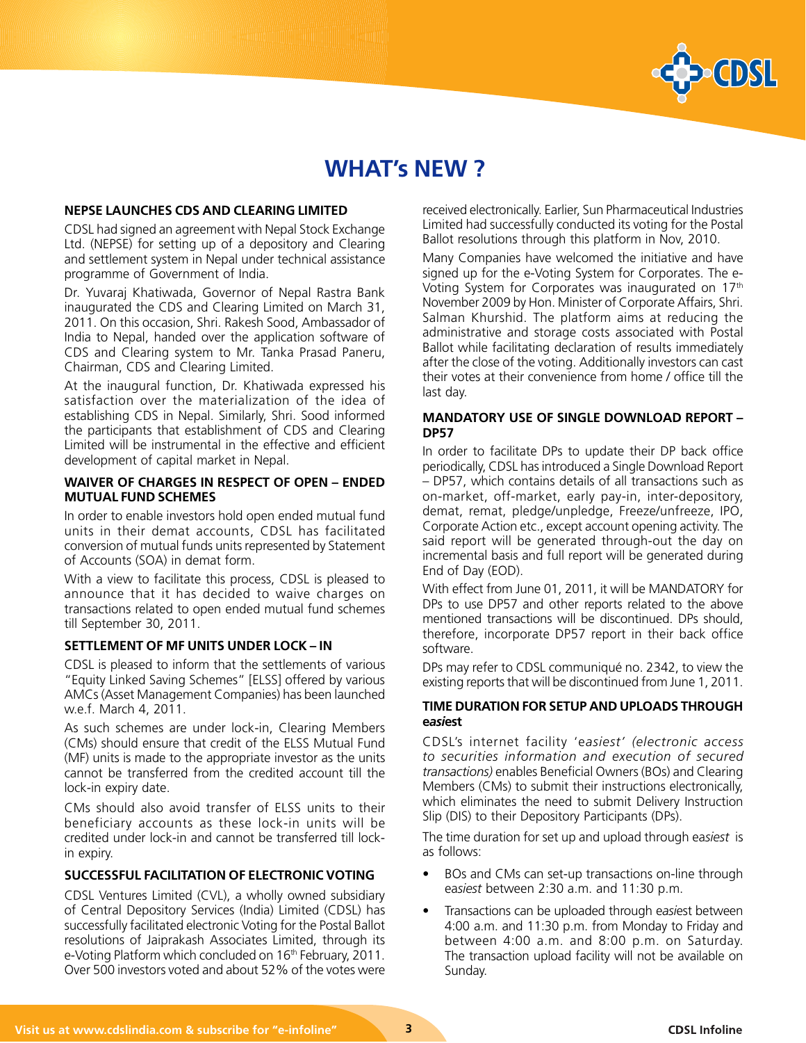# WHAT's NEW ?

## NEPSE LAUNCHES CDS AND CLEARING LIMITED

CDSL had signed an agreement with Nepal Stock Exchange Ltd. (NEPSE) for setting up of a depository and Clearing and settlement system in Nepal under technical assistance programme of Government of India.

Dr. Yuvaraj Khatiwada, Governor of Nepal Rastra Bank inaugurated the CDS and Clearing Limited on March 31, 2011. On this occasion, Shri. Rakesh Sood, Ambassador of India to Nepal, handed over the application software of CDS and Clearing system to Mr. Tanka Prasad Paneru, Chairman, CDS and Clearing Limited.

At the inaugural function, Dr. Khatiwada expressed his satisfaction over the materialization of the idea of establishing CDS in Nepal. Similarly, Shri. Sood informed the participants that establishment of CDS and Clearing Limited will be instrumental in the effective and efficient development of capital market in Nepal.

## WAIVER OF CHARGES IN RESPECT OF OPEN – ENDED MUTUAL FUND SCHEMES

In order to enable investors hold open ended mutual fund units in their demat accounts, CDSL has facilitated conversion of mutual funds units represented by Statement of Accounts (SOA) in demat form.

With a view to facilitate this process, CDSL is pleased to announce that it has decided to waive charges on transactions related to open ended mutual fund schemes till September 30, 2011.

## SETTLEMENT OF MF UNITS UNDER LOCK – IN

CDSL is pleased to inform that the settlements of various "Equity Linked Saving Schemes" [ELSS] offered by various AMCs (Asset Management Companies) has been launched w.e.f. March 4, 2011.

As such schemes are under lock-in, Clearing Members (CMs) should ensure that credit of the ELSS Mutual Fund (MF) units is made to the appropriate investor as the units cannot be transferred from the credited account till the lock-in expiry date.

CMs should also avoid transfer of ELSS units to their beneficiary accounts as these lock-in units will be credited under lock-in and cannot be transferred till lock-in expiry.

## SUCCESSFUL FACILITATION OF ELECTRONIC VOTING

CDSL Ventures Limited (CVL), a wholly owned subsidiary of Central Depository Services (India) Limited (CDSL) has successfully facilitated electronic Voting for the Postal Ballot resolutions of Jaiprakash Associates Limited, through its e-Voting Platform which concluded on 16th February, 2011. Over 500 investors voted and about 52% of the votes were received electronically. Earlier, Sun Pharmaceutical Industries Limited had successfully conducted its voting for the Postal Ballot resolutions through this platform in Nov, 2010.

Many Companies have welcomed the initiative and have signed up for the e-Voting System for Corporates. The e-Voting System for Corporates was inaugurated on 17th November 2009 by Hon. Minister of Corporate Affairs, Shri. Salman Khurshid. The platform aims at reducing the administrative and storage costs associated with Postal Ballot while facilitating declaration of results immediately after the close of the voting. Additionally investors can cast their votes at their convenience from home / office till the last day.

## MANDATORY USE OF SINGLE DOWNLOAD REPORT – DP57

In order to facilitate DPs to update their DP back office periodically, CDSL has introduced a Single Download Report – DP57, which contains details of all transactions such as on-market, off-market, early pay-in, inter-depository, demat, remat, pledge/unpledge, Freeze/unfreeze, IPO, Corporate Action etc., except account opening activity. The said report will be generated through-out the day on incremental basis and full report will be generated during End of Day (EOD).

With effect from June 01, 2011, it will be MANDATORY for DPs to use DP57 and other reports related to the above mentioned transactions will be discontinued. DPs should, therefore, incorporate DP57 report in their back office software.

DPs may refer to CDSL communiqué no. 2342, to view the existing reports that will be discontinued from June 1, 2011.

## TIME DURATION FOR SETUP AND UPLOADS THROUGH easiest

CDSL's internet facility 'e*asiest' (electronic access to securities information and execution of secured transactions)* enables Beneficial Owners (BOs) and Clearing Members (CMs) to submit their instructions electronically, which eliminates the need to submit Delivery Instruction Slip (DIS) to their Depository Participants (DPs).

The time duration for set up and upload through ea*siest* is as follows:

- BOs and CMs can set-up transactions on-line through ea*siest* between 2:30 a.m. and 11:30 p.m.
- Transactions can be uploaded through ea*si*est between 4:00 a.m. and 11:30 p.m. from Monday to Friday and between 4:00 a.m. and 8:00 p.m. on Saturday. The transaction upload facility will not be available on Sunday.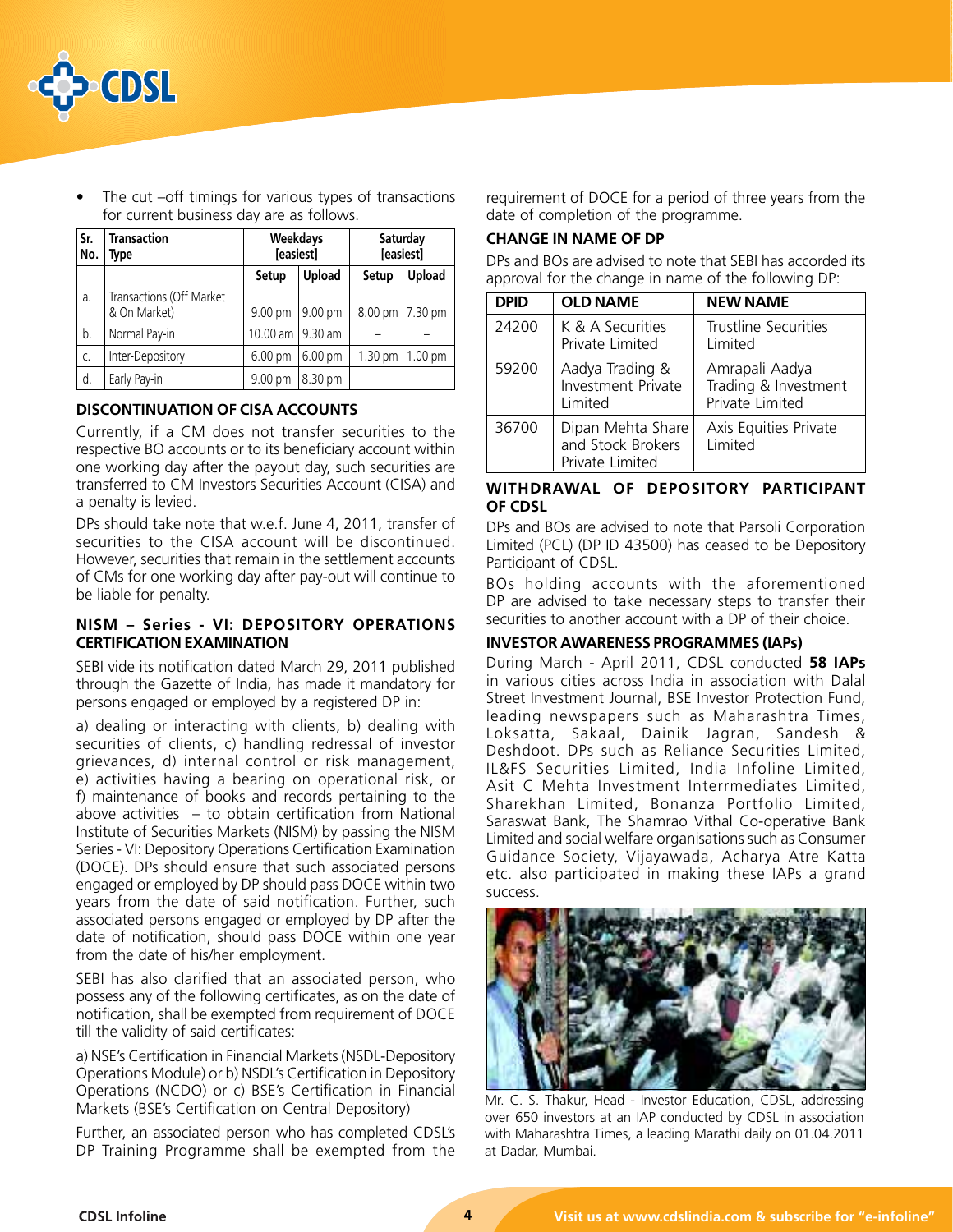- The cut –off timings for various types of transactions for current business day are as follows.

| Sr. No. | Transaction Type | Weekdays [easiest] | | Saturday [easiest] | |
|---|---|---|---|---|---|
| | | Setup | Upload | Setup | Upload |
| a. | Transactions (Off Market & On Market) | 9.00 pm | 9.00 pm | 8.00 pm | 7.30 pm |
| b. | Normal Pay-in | 10.00 am | 9.30 am | – | – |
| c. | Inter-Depository | 6.00 pm | 6.00 pm | 1.30 pm | 1.00 pm |
| d. | Early Pay-in | 9.00 pm | 8.30 pm | | |

### DISCONTINUATION OF CISA ACCOUNTS

Currently, if a CM does not transfer securities to the respective BO accounts or to its beneficiary account within one working day after the payout day, such securities are transferred to CM Investors Securities Account (CISA) and a penalty is levied.

DPs should take note that w.e.f. June 4, 2011, transfer of securities to the CISA account will be discontinued. However, securities that remain in the settlement accounts of CMs for one working day after pay-out will continue to be liable for penalty.

### NISM – Series - VI: DEPOSITORY OPERATIONS CERTIFICATION EXAMINATION

SEBI vide its notification dated March 29, 2011 published through the Gazette of India, has made it mandatory for persons engaged or employed by a registered DP in:

a) dealing or interacting with clients, b) dealing with securities of clients, c) handling redressal of investor grievances, d) internal control or risk management, e) activities having a bearing on operational risk, or f) maintenance of books and records pertaining to the above activities – to obtain certification from National Institute of Securities Markets (NISM) by passing the NISM Series - VI: Depository Operations Certification Examination (DOCE). DPs should ensure that such associated persons engaged or employed by DP should pass DOCE within two years from the date of said notification. Further, such associated persons engaged or employed by DP after the date of notification, should pass DOCE within one year from the date of his/her employment.

SEBI has also clarified that an associated person, who possess any of the following certificates, as on the date of notification, shall be exempted from requirement of DOCE till the validity of said certificates:

a) NSE's Certification in Financial Markets (NSDL-Depository Operations Module) or b) NSDL's Certification in Depository Operations (NCDO) or c) BSE's Certification in Financial Markets (BSE's Certification on Central Depository)

Further, an associated person who has completed CDSL's DP Training Programme shall be exempted from the requirement of DOCE for a period of three years from the date of completion of the programme.

### CHANGE IN NAME OF DP

DPs and BOs are advised to note that SEBI has accorded its approval for the change in name of the following DP:

| DPID | OLD NAME | NEW NAME |
|---|---|---|
| 24200 | K & A Securities Private Limited | Trustline Securities Limited |
| 59200 | Aadya Trading & Investment Private Limited | Amrapali Aadya Trading & Investment Private Limited |
| 36700 | Dipan Mehta Share and Stock Brokers Private Limited | Axis Equities Private Limited |

### WITHDRAWAL OF DEPOSITORY PARTICIPANT OF CDSL

DPs and BOs are advised to note that Parsoli Corporation Limited (PCL) (DP ID 43500) has ceased to be Depository Participant of CDSL.

BOs holding accounts with the aforementioned DP are advised to take necessary steps to transfer their securities to another account with a DP of their choice.

### INVESTOR AWARENESS PROGRAMMES (IAPs)

During March - April 2011, CDSL conducted **58 IAPs** in various cities across India in association with Dalal Street Investment Journal, BSE Investor Protection Fund, leading newspapers such as Maharashtra Times, Loksatta, Sakaal, Dainik Jagran, Sandesh & Deshdoot. DPs such as Reliance Securities Limited, IL&FS Securities Limited, India Infoline Limited, Asit C Mehta Investment Interrmediates Limited, Sharekhan Limited, Bonanza Portfolio Limited, Saraswat Bank, The Shamrao Vithal Co-operative Bank Limited and social welfare organisations such as Consumer Guidance Society, Vijayawada, Acharya Atre Katta etc. also participated in making these IAPs a grand success.

Mr. C. S. Thakur, Head - Investor Education, CDSL, addressing over 650 investors at an IAP conducted by CDSL in association with Maharashtra Times, a leading Marathi daily on 01.04.2011 at Dadar, Mumbai.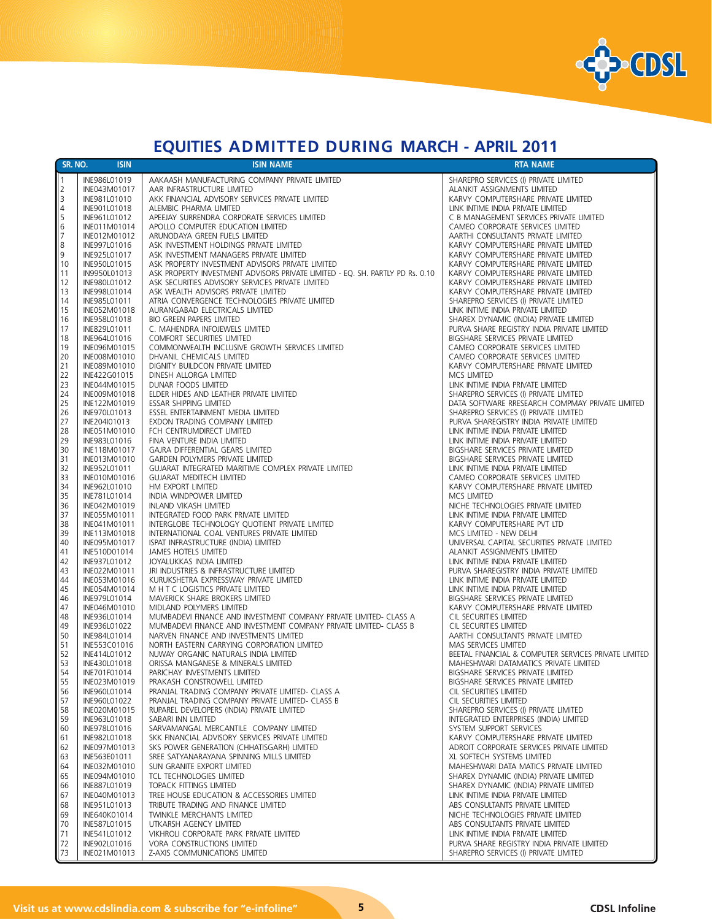# EQUITIES ADMITTED DURING MARCH - APRIL 2011

| SR. NO. | ISIN | ISIN NAME | RTA NAME |
|---|---|---|---|
| 1 | INE986L01019 | AAKAASH MANUFACTURING COMPANY PRIVATE LIMITED | SHAREPRO SERVICES (I) PRIVATE LIMITED |
| 2 | INE043M01017 | AAR INFRASTRUCTURE LIMITED | ALANKIT ASSIGNMENTS LIMITED |
| 3 | INE981L01010 | AKK FINANCIAL ADVISORY SERVICES PRIVATE LIMITED | KARVY COMPUTERSHARE PRIVATE LIMITED |
| 4 | INE901L01018 | ALEMBIC PHARMA LIMITED | LINK INTIME INDIA PRIVATE LIMITED |
| 5 | INE961L01012 | APEEJAY SURRENDRA CORPORATE SERVICES LIMITED | C B MANAGEMENT SERVICES PRIVATE LIMITED |
| 6 | INE011M01014 | APOLLO COMPUTER EDUCATION LIMITED | CAMEO CORPORATE SERVICES LIMITED |
| 7 | INE012M01012 | ARUNODAYA GREEN FUELS LIMITED | AARTHI CONSULTANTS PRIVATE LIMITED |
| 8 | INE997L01016 | ASK INVESTMENT HOLDINGS PRIVATE LIMITED | KARVY COMPUTERSHARE PRIVATE LIMITED |
| 9 | INE925L01017 | ASK INVESTMENT MANAGERS PRIVATE LIMITED | KARVY COMPUTERSHARE PRIVATE LIMITED |
| 10 | INE950L01015 | ASK PROPERTY INVESTMENT ADVISORS PRIVATE LIMITED | KARVY COMPUTERSHARE PRIVATE LIMITED |
| 11 | IN9950L01013 | ASK PROPERTY INVESTMENT ADVISORS PRIVATE LIMITED - EQ. SH. PARTLY PD Rs. 0.10 | KARVY COMPUTERSHARE PRIVATE LIMITED |
| 12 | INE980L01012 | ASK SECURITIES ADVISORY SERVICES PRIVATE LIMITED | KARVY COMPUTERSHARE PRIVATE LIMITED |
| 13 | INE998L01014 | ASK WEALTH ADVISORS PRIVATE LIMITED | KARVY COMPUTERSHARE PRIVATE LIMITED |
| 14 | INE985L01011 | ATRIA CONVERGENCE TECHNOLOGIES PRIVATE LIMITED | SHAREPRO SERVICES (I) PRIVATE LIMITED |
| 15 | INE052M01018 | AURANGABAD ELECTRICALS LIMITED | LINK INTIME INDIA PRIVATE LIMITED |
| 16 | INE958L01018 | BIO GREEN PAPERS LIMITED | SHAREX DYNAMIC (INDIA) PRIVATE LIMITED |
| 17 | INE829L01011 | C. MAHENDRA INFOJEWELS LIMITED | PURVA SHARE REGISTRY INDIA PRIVATE LIMITED |
| 18 | INE964L01016 | COMFORT SECURITIES LIMITED | BIGSHARE SERVICES PRIVATE LIMITED |
| 19 | INE096M01015 | COMMONWEALTH INCLUSIVE GROWTH SERVICES LIMITED | CAMEO CORPORATE SERVICES LIMITED |
| 20 | INE008M01010 | DHVANIL CHEMICALS LIMITED | CAMEO CORPORATE SERVICES LIMITED |
| 21 | INE089M01010 | DIGNITY BUILDCON PRIVATE LIMITED | KARVY COMPUTERSHARE PRIVATE LIMITED |
| 22 | INE422G01015 | DINESH ALLORGA LIMITED | MCS LIMITED |
| 23 | INE044M01015 | DUNAR FOODS LIMITED | LINK INTIME INDIA PRIVATE LIMITED |
| 24 | INE009M01018 | ELDER HIDES AND LEATHER PRIVATE LIMITED | SHAREPRO SERVICES (I) PRIVATE LIMITED |
| 25 | INE122M01019 | ESSAR SHIPPING LIMITED | DATA SOFTWARE RRESEARCH COMPMAY PRIVATE LIMITED |
| 26 | INE970L01013 | ESSEL ENTERTAINMENT MEDIA LIMITED | SHAREPRO SERVICES (I) PRIVATE LIMITED |
| 27 | INE204I01013 | EXDON TRADING COMPANY LIMITED | PURVA SHAREGISTRY INDIA PRIVATE LIMITED |
| 28 | INE051M01010 | FCH CENTRUMDIRECT LIMITED | LINK INTIME INDIA PRIVATE LIMITED |
| 29 | INE983L01016 | FINA VENTURE INDIA LIMITED | LINK INTIME INDIA PRIVATE LIMITED |
| 30 | INE118M01017 | GAJRA DIFFERENTIAL GEARS LIMITED | BIGSHARE SERVICES PRIVATE LIMITED |
| 31 | INE013M01010 | GARDEN POLYMERS PRIVATE LIMITED | BIGSHARE SERVICES PRIVATE LIMITED |
| 32 | INE952L01011 | GUJARAT INTEGRATED MARITIME COMPLEX PRIVATE LIMITED | LINK INTIME INDIA PRIVATE LIMITED |
| 33 | INE010M01016 | GUJARAT MEDITECH LIMITED | CAMEO CORPORATE SERVICES LIMITED |
| 34 | INE962L01010 | HM EXPORT LIMITED | KARVY COMPUTERSHARE PRIVATE LIMITED |
| 35 | INE781L01014 | INDIA WINDPOWER LIMITED | MCS LIMITED |
| 36 | INE042M01019 | INLAND VIKASH LIMITED | NICHE TECHNOLOGIES PRIVATE LIMITED |
| 37 | INE055M01011 | INTEGRATED FOOD PARK PRIVATE LIMITED | LINK INTIME INDIA PRIVATE LIMITED |
| 38 | INE041M01011 | INTERGLOBE TECHNOLOGY QUOTIENT PRIVATE LIMITED | KARVY COMPUTERSHARE PVT LTD |
| 39 | INE113M01018 | INTERNATIONAL COAL VENTURES PRIVATE LIMITED | MCS LIMITED - NEW DELHI |
| 40 | INE095M01017 | ISPAT INFRASTRUCTURE (INDIA) LIMITED | UNIVERSAL CAPITAL SECURITIES PRIVATE LIMITED |
| 41 | INE510D01014 | JAMES HOTELS LIMITED | ALANKIT ASSIGNMENTS LIMITED |
| 42 | INE937L01012 | JOYALUKKAS INDIA LIMITED | LINK INTIME INDIA PRIVATE LIMITED |
| 43 | INE022M01011 | JRI INDUSTRIES & INFRASTRUCTURE LIMITED | PURVA SHAREGISTRY INDIA PRIVATE LIMITED |
| 44 | INE053M01016 | KURUKSHETRA EXPRESSWAY PRIVATE LIMITED | LINK INTIME INDIA PRIVATE LIMITED |
| 45 | INE054M01014 | M H T C LOGISTICS PRIVATE LIMITED | LINK INTIME INDIA PRIVATE LIMITED |
| 46 | INE979L01014 | MAVERICK SHARE BROKERS LIMITED | BIGSHARE SERVICES PRIVATE LIMITED |
| 47 | INE046M01010 | MIDLAND POLYMERS LIMITED | KARVY COMPUTERSHARE PRIVATE LIMITED |
| 48 | INE936L01014 | MUMBADEVI FINANCE AND INVESTMENT COMPANY PRIVATE LIMITED- CLASS A | CIL SECURITIES LIMITED |
| 49 | INE936L01022 | MUMBADEVI FINANCE AND INVESTMENT COMPANY PRIVATE LIMITED- CLASS B | CIL SECURITIES LIMITED |
| 50 | INE984L01014 | NARVEN FINANCE AND INVESTMENTS LIMITED | AARTHI CONSULTANTS PRIVATE LIMITED |
| 51 | INE553C01016 | NORTH EASTERN CARRYING CORPORATION LIMITED | MAS SERVICES LIMITED |
| 52 | INE414L01012 | NUWAY ORGANIC NATURALS INDIA LIMITED | BEETAL FINANCIAL & COMPUTER SERVICES PRIVATE LIMITED |
| 53 | INE430L01018 | ORISSA MANGANESE & MINERALS LIMITED | MAHESHWARI DATAMATICS PRIVATE LIMITED |
| 54 | INE701F01014 | PARICHAY INVESTMENTS LIMITED | BIGSHARE SERVICES PRIVATE LIMITED |
| 55 | INE023M01019 | PRAKASH CONSTROWELL LIMITED | BIGSHARE SERVICES PRIVATE LIMITED |
| 56 | INE960L01014 | PRANJAL TRADING COMPANY PRIVATE LIMITED- CLASS A | CIL SECURITIES LIMITED |
| 57 | INE960L01022 | PRANJAL TRADING COMPANY PRIVATE LIMITED- CLASS B | CIL SECURITIES LIMITED |
| 58 | INE020M01015 | RUPAREL DEVELOPERS (INDIA) PRIVATE LIMITED | SHAREPRO SERVICES (I) PRIVATE LIMITED |
| 59 | INE963L01018 | SABARI INN LIMITED | INTEGRATED ENTERPRISES (INDIA) LIMITED |
| 60 | INE978L01016 | SARVAMANGAL MERCANTILE COMPANY LIMITED | SYSTEM SUPPORT SERVICES |
| 61 | INE982L01018 | SKK FINANCIAL ADVISORY SERVICES PRIVATE LIMITED | KARVY COMPUTERSHARE PRIVATE LIMITED |
| 62 | INE097M01013 | SKS POWER GENERATION (CHHATISGARH) LIMITED | ADROIT CORPORATE SERVICES PRIVATE LIMITED |
| 63 | INE563E01011 | SREE SATYANARAYANA SPINNING MILLS LIMITED | XL SOFTECH SYSTEMS LIMITED |
| 64 | INE032M01010 | SUN GRANITE EXPORT LIMITED | MAHESHWARI DATA MATICS PRIVATE LIMITED |
| 65 | INE094M01010 | TCL TECHNOLOGIES LIMITED | SHAREX DYNAMIC (INDIA) PRIVATE LIMITED |
| 66 | INE887L01019 | TOPACK FITTINGS LIMITED | SHAREX DYNAMIC (INDIA) PRIVATE LIMITED |
| 67 | INE040M01013 | TREE HOUSE EDUCATION & ACCESSORIES LIMITED | LINK INTIME INDIA PRIVATE LIMITED |
| 68 | INE951L01013 | TRIBUTE TRADING AND FINANCE LIMITED | ABS CONSULTANTS PRIVATE LIMITED |
| 69 | INE640K01014 | TWINKLE MERCHANTS LIMITED | NICHE TECHNOLOGIES PRIVATE LIMITED |
| 70 | INE587L01015 | UTKARSH AGENCY LIMITED | ABS CONSULTANTS PRIVATE LIMITED |
| 71 | INE541L01012 | VIKHROLI CORPORATE PARK PRIVATE LIMITED | LINK INTIME INDIA PRIVATE LIMITED |
| 72 | INE902L01016 | VORA CONSTRUCTIONS LIMITED | PURVA SHARE REGISTRY INDIA PRIVATE LIMITED |
| 73 | INE021M01013 | Z-AXIS COMMUNICATIONS LIMITED | SHAREPRO SERVICES (I) PRIVATE LIMITED |

Visit us at www.cdslindia.com & subscribe for "e-infoline"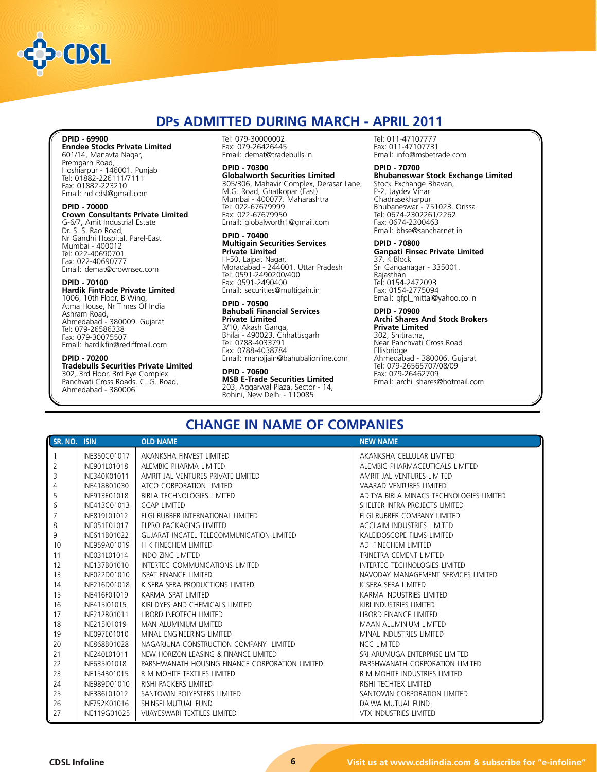## DPs ADMITTED DURING MARCH - APRIL 2011

**DPID - 69900**
**Enndee Stocks Private Limited**
601/14, Manavta Nagar,
Premgarh Road,
Hoshiarpur - 146001. Punjab
Tel: 01882-226111/7111
Fax: 01882-223210
Email: nd.cdsl@gmail.com

**DPID - 70000**
**Crown Consultants Private Limited**
G-6/7, Amit Industrial Estate
Dr. S. S. Rao Road,
Nr Gandhi Hospital, Parel-East
Mumbai - 400012
Tel: 022-40690701
Fax: 022-40690777
Email: demat@crownsec.com

**DPID - 70100**
**Hardik Fintrade Private Limited**
1006, 10th Floor, B Wing,
Atma House, Nr Times Of India
Ashram Road,
Ahmedabad - 380009. Gujarat
Tel: 079-26586338
Fax: 079-30075507
Email: hardikfin@rediffmail.com

**DPID - 70200**
**Tradebulls Securities Private Limited**
302, 3rd Floor, 3rd Eye Complex
Panchvati Cross Roads, C. G. Road,
Ahmedabad - 380006
Tel: 079-30000002
Fax: 079-26426445
Email: demat@tradebulls.in

**DPID - 70300**
**Globalworth Securities Limited**
305/306, Mahavir Complex, Derasar Lane,
M.G. Road, Ghatkopar (East)
Mumbai - 400077. Maharashtra
Tel: 022-67679999
Fax: 022-67679950
Email: globalworth1@gmail.com

**DPID - 70400**
**Multigain Securities Services Private Limited**
H-50, Lajpat Nagar,
Moradabad - 244001. Uttar Pradesh
Tel: 0591-2490200/400
Fax: 0591-2490400
Email: securities@multigain.in

**DPID - 70500**
**Bahubali Financial Services Private Limited**
3/10, Akash Ganga,
Bhilai - 490023. Chhattisgarh
Tel: 0788-4033791
Fax: 0788-4038784
Email: manojjain@bahubalionline.com

**DPID - 70600**
**MSB E-Trade Securities Limited**
203, Aggarwal Plaza, Sector - 14,
Rohini, New Delhi - 110085
Tel: 011-47107777
Fax: 011-47107731
Email: info@msbetrade.com

**DPID - 70700**
**Bhubaneswar Stock Exchange Limited**
Stock Exchange Bhavan,
P-2, Jaydev Vihar
Chadrasekharpur
Bhubaneswar - 751023. Orissa
Tel: 0674-2302261/2262
Fax: 0674-2300463
Email: bhse@sancharnet.in

**DPID - 70800**
**Ganpati Finsec Private Limited**
37, K Block
Sri Ganganagar - 335001.
Rajasthan
Tel: 0154-2472093
Fax: 0154-2775094
Email: gfpl_mittal@yahoo.co.in

**DPID - 70900**
**Archi Shares And Stock Brokers Private Limited**
302, Shitiratna,
Near Panchvati Cross Road
Ellisbridge
Ahmedabad - 380006. Gujarat
Tel: 079-26565707/08/09
Fax: 079-26462709
Email: archi_shares@hotmail.com

## CHANGE IN NAME OF COMPANIES

| SR. NO. | ISIN | OLD NAME | NEW NAME |
|---|---|---|---|
| 1 | INE350C01017 | AKANKSHA FINVEST LIMITED | AKANKSHA CELLULAR LIMITED |
| 2 | INE901L01018 | ALEMBIC PHARMA LIMITED | ALEMBIC PHARMACEUTICALS LIMITED |
| 3 | INE340K01011 | AMRIT JAL VENTURES PRIVATE LIMITED | AMRIT JAL VENTURES LIMITED |
| 4 | INE418B01030 | ATCO CORPORATION LIMITED | VAARAD VENTURES LIMITED |
| 5 | INE913E01018 | BIRLA TECHNOLOGIES LIMITED | ADITYA BIRLA MINACS TECHNOLOGIES LIMITED |
| 6 | INE413C01013 | CCAP LIMITED | SHELTER INFRA PROJECTS LIMITED |
| 7 | INE819L01012 | ELGI RUBBER INTERNATIONAL LIMITED | ELGI RUBBER COMPANY LIMITED |
| 8 | INE051E01017 | ELPRO PACKAGING LIMITED | ACCLAIM INDUSTRIES LIMITED |
| 9 | INE611B01022 | GUJARAT INCATEL TELECOMMUNICATION LIMITED | KALEIDOSCOPE FILMS LIMITED |
| 10 | INE959A01019 | H K FINECHEM LIMITED | ADI FINECHEM LIMITED |
| 11 | INE031L01014 | INDO ZINC LIMITED | TRINETRA CEMENT LIMITED |
| 12 | INE137B01010 | INTERTEC COMMUNICATIONS LIMITED | INTERTEC TECHNOLOGIES LIMITED |
| 13 | INE022D01010 | ISPAT FINANCE LIMITED | NAVODAY MANAGEMENT SERVICES LIMITED |
| 14 | INE216D01018 | K SERA SERA PRODUCTIONS LIMITED | K SERA SERA LIMITED |
| 15 | INE416F01019 | KARMA ISPAT LIMITED | KARMA INDUSTRIES LIMITED |
| 16 | INE415I01015 | KIRI DYES AND CHEMICALS LIMITED | KIRI INDUSTRIES LIMITED |
| 17 | INE212B01011 | LIBORD INFOTECH LIMITED | LIBORD FINANCE LIMITED |
| 18 | INE215I01019 | MAN ALUMINIUM LIMITED | MAAN ALUMINIUM LIMITED |
| 19 | INE097E01010 | MINAL ENGINEERING LIMITED | MINAL INDUSTRIES LIMITED |
| 20 | INE868B01028 | NAGARJUNA CONSTRUCTION COMPANY LIMITED | NCC LIMITED |
| 21 | INE240L01011 | NEW HORIZON LEASING & FINANCE LIMITED | SRI ARUMUGA ENTERPRISE LIMITED |
| 22 | INE635I01018 | PARSHWANATH HOUSING FINANCE CORPORATION LIMITED | PARSHWANATH CORPORATION LIMITED |
| 23 | INE154B01015 | R M MOHITE TEXTILES LIMITED | R M MOHITE INDUSTRIES LIMITED |
| 24 | INE989D01010 | RISHI PACKERS LIMITED | RISHI TECHTEX LIMITED |
| 25 | INE386L01012 | SANTOWIN POLYESTERS LIMITED | SANTOWIN CORPORATION LIMITED |
| 26 | INF752K01016 | SHINSEI MUTUAL FUND | DAIWA MUTUAL FUND |
| 27 | INE119G01025 | VIJAYESWARI TEXTILES LIMITED | VTX INDUSTRIES LIMITED |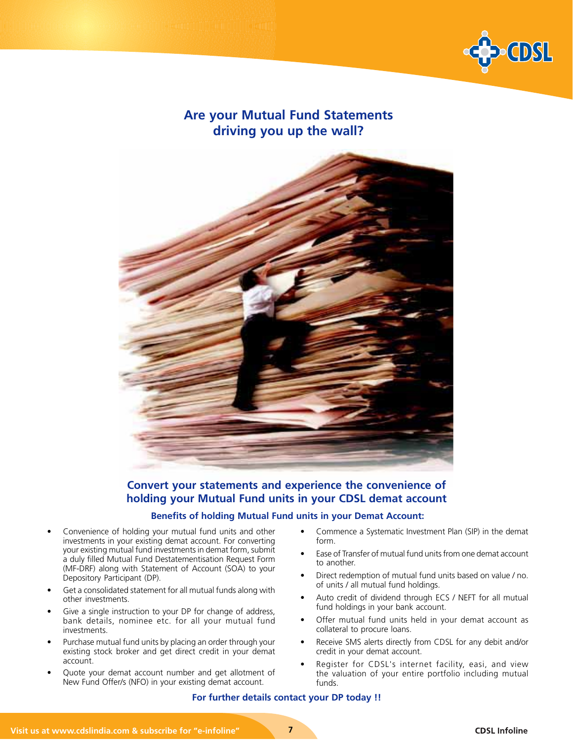## Are your Mutual Fund Statements driving you up the wall?

### Convert your statements and experience the convenience of holding your Mutual Fund units in your CDSL demat account

#### Benefits of holding Mutual Fund units in your Demat Account:

- Convenience of holding your mutual fund units and other investments in your existing demat account. For converting your existing mutual fund investments in demat form, submit a duly filled Mutual Fund Destatementisation Request Form (MF-DRF) along with Statement of Account (SOA) to your Depository Participant (DP).
- Get a consolidated statement for all mutual funds along with other investments.
- Give a single instruction to your DP for change of address, bank details, nominee etc. for all your mutual fund investments.
- Purchase mutual fund units by placing an order through your existing stock broker and get direct credit in your demat account.
- Quote your demat account number and get allotment of New Fund Offer/s (NFO) in your existing demat account.
- Commence a Systematic Investment Plan (SIP) in the demat form.
- Ease of Transfer of mutual fund units from one demat account to another.
- Direct redemption of mutual fund units based on value / no. of units / all mutual fund holdings.
- Auto credit of dividend through ECS / NEFT for all mutual fund holdings in your bank account.
- Offer mutual fund units held in your demat account as collateral to procure loans.
- Receive SMS alerts directly from CDSL for any debit and/or credit in your demat account.
- Register for CDSL's internet facility, easi, and view the valuation of your entire portfolio including mutual funds.

**For further details contact your DP today !!**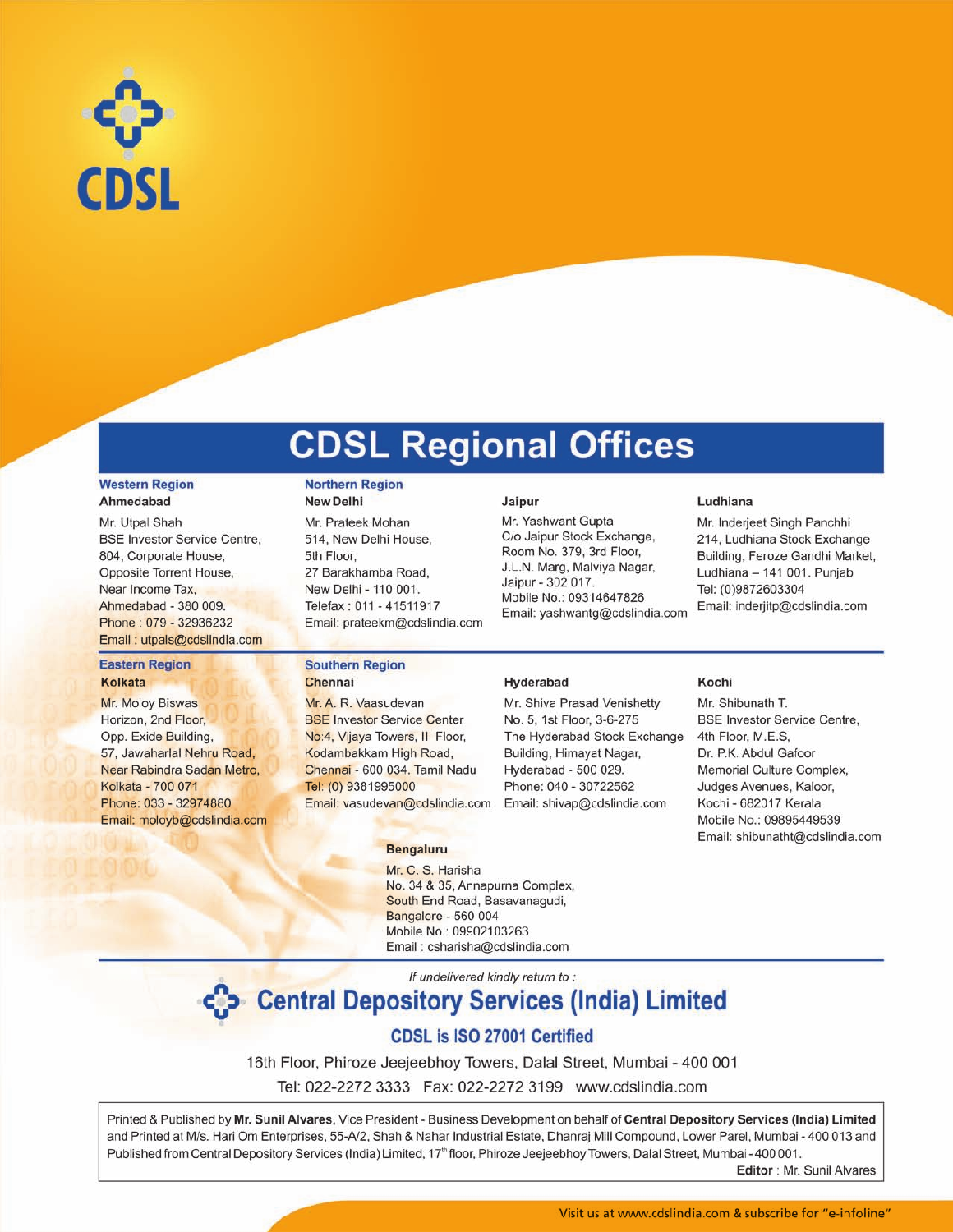CDSL

# CDSL Regional Offices

## Western Region

### Ahmedabad

Mr. Utpal Shah
BSE Investor Service Centre,
804, Corporate House,
Opposite Torrent House,
Near Income Tax,
Ahmedabad - 380 009.
Phone : 079 - 32936232
Email : utpals@cdslindia.com

## Northern Region

### New Delhi

Mr. Prateek Mohan
514, New Delhi House,
5th Floor,
27 Barakhamba Road,
New Delhi - 110 001.
Telefax : 011 - 41511917
Email: prateekm@cdslindia.com

### Jaipur

Mr. Yashwant Gupta
C/o Jaipur Stock Exchange,
Room No. 379, 3rd Floor,
J.L.N. Marg, Malviya Nagar,
Jaipur - 302 017.
Mobile No.: 09314647826
Email: yashwantg@cdslindia.com

### Ludhiana

Mr. Inderjeet Singh Panchhi
214, Ludhiana Stock Exchange
Building, Feroze Gandhi Market,
Ludhiana – 141 001. Punjab
Tel: (0)9872603304
Email: inderjitp@cdslindia.com

## Eastern Region

### Kolkata

Mr. Moloy Biswas
Horizon, 2nd Floor,
Opp. Exide Building,
57, Jawaharlal Nehru Road,
Near Rabindra Sadan Metro,
Kolkata - 700 071
Phone: 033 - 32974880
Email: moloyb@cdslindia.com

## Southern Region

### Chennai

Mr. A. R. Vaasudevan
BSE Investor Service Center
No:4, Vijaya Towers, III Floor,
Kodambakkam High Road,
Chennai - 600 034. Tamil Nadu
Tel: (0) 9381995000
Email: vasudevan@cdslindia.com

### Hyderabad

Mr. Shiva Prasad Venishetty
No. 5, 1st Floor, 3-6-275
The Hyderabad Stock Exchange
Building, Himayat Nagar,
Hyderabad - 500 029.
Phone: 040 - 30722562
Email: shivap@cdslindia.com

### Kochi

Mr. Shibunath T.
BSE Investor Service Centre,
4th Floor, M.E.S,
Dr. P.K. Abdul Gafoor
Memorial Culture Complex,
Judges Avenues, Kaloor,
Kochi - 682017 Kerala
Mobile No.: 09895449539
Email: shibunatht@cdslindia.com

### Bengaluru

Mr. C. S. Harisha
No. 34 & 35, Annapurna Complex,
South End Road, Basavanagudi,
Bangalore - 560 004
Mobile No.: 09902103263
Email : csharisha@cdslindia.com

*If undelivered kindly return to :*

**Central Depository Services (India) Limited**

**CDSL is ISO 27001 Certified**

16th Floor, Phiroze Jeejeebhoy Towers, Dalal Street, Mumbai - 400 001

Tel: 022-2272 3333 Fax: 022-2272 3199 www.cdslindia.com

Printed & Published by **Mr. Sunil Alvares**, Vice President - Business Development on behalf of **Central Depository Services (India) Limited** and Printed at M/s. Hari Om Enterprises, 55-A/2, Shah & Nahar Industrial Estate, Dhanraj Mill Compound, Lower Parel, Mumbai - 400 013 and Published from Central Depository Services (India) Limited, 17th floor, Phiroze Jeejeebhoy Towers, Dalal Street, Mumbai - 400 001.

**Editor** : Mr. Sunil Alvares

Visit us at www.cdslindia.com & subscribe for "e-infoline"